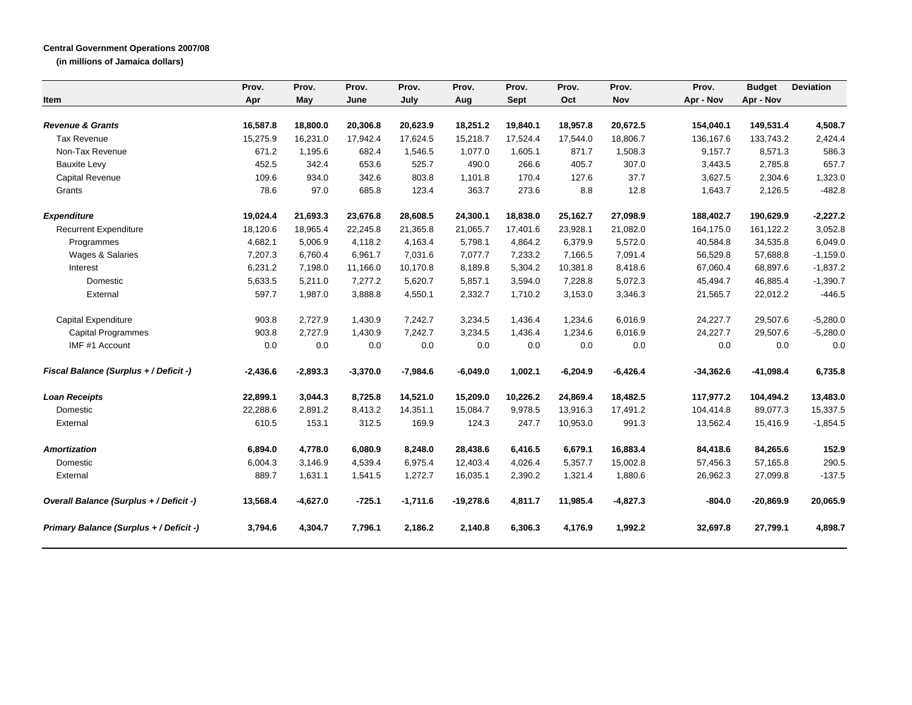**Central Government Operations 2007/08**

**(in millions of Jamaica dollars)**

| Item | Prov. Apr | Prov. May | Prov. June | Prov. July | Prov. Aug | Prov. Sept | Prov. Oct | Prov. Nov | Prov. Apr - Nov | Budget Apr - Nov | Deviation |
|---|---|---|---|---|---|---|---|---|---|---|---|
| ***Revenue & Grants*** | **16,587.8** | **18,800.0** | **20,306.8** | **20,623.9** | **18,251.2** | **19,840.1** | **18,957.8** | **20,672.5** | **154,040.1** | **149,531.4** | **4,508.7** |
| Tax Revenue | 15,275.9 | 16,231.0 | 17,942.4 | 17,624.5 | 15,218.7 | 17,524.4 | 17,544.0 | 18,806.7 | 136,167.6 | 133,743.2 | 2,424.4 |
| Non-Tax Revenue | 671.2 | 1,195.6 | 682.4 | 1,546.5 | 1,077.0 | 1,605.1 | 871.7 | 1,508.3 | 9,157.7 | 8,571.3 | 586.3 |
| Bauxite Levy | 452.5 | 342.4 | 653.6 | 525.7 | 490.0 | 266.6 | 405.7 | 307.0 | 3,443.5 | 2,785.8 | 657.7 |
| Capital Revenue | 109.6 | 934.0 | 342.6 | 803.8 | 1,101.8 | 170.4 | 127.6 | 37.7 | 3,627.5 | 2,304.6 | 1,323.0 |
| Grants | 78.6 | 97.0 | 685.8 | 123.4 | 363.7 | 273.6 | 8.8 | 12.8 | 1,643.7 | 2,126.5 | -482.8 |
| ***Expenditure*** | **19,024.4** | **21,693.3** | **23,676.8** | **28,608.5** | **24,300.1** | **18,838.0** | **25,162.7** | **27,098.9** | **188,402.7** | **190,629.9** | **-2,227.2** |
| Recurrent Expenditure | 18,120.6 | 18,965.4 | 22,245.8 | 21,365.8 | 21,065.7 | 17,401.6 | 23,928.1 | 21,082.0 | 164,175.0 | 161,122.2 | 3,052.8 |
| Programmes | 4,682.1 | 5,006.9 | 4,118.2 | 4,163.4 | 5,798.1 | 4,864.2 | 6,379.9 | 5,572.0 | 40,584.8 | 34,535.8 | 6,049.0 |
| Wages & Salaries | 7,207.3 | 6,760.4 | 6,961.7 | 7,031.6 | 7,077.7 | 7,233.2 | 7,166.5 | 7,091.4 | 56,529.8 | 57,688.8 | -1,159.0 |
| Interest | 6,231.2 | 7,198.0 | 11,166.0 | 10,170.8 | 8,189.8 | 5,304.2 | 10,381.8 | 8,418.6 | 67,060.4 | 68,897.6 | -1,837.2 |
| Domestic | 5,633.5 | 5,211.0 | 7,277.2 | 5,620.7 | 5,857.1 | 3,594.0 | 7,228.8 | 5,072.3 | 45,494.7 | 46,885.4 | -1,390.7 |
| External | 597.7 | 1,987.0 | 3,888.8 | 4,550.1 | 2,332.7 | 1,710.2 | 3,153.0 | 3,346.3 | 21,565.7 | 22,012.2 | -446.5 |
| Capital Expenditure | 903.8 | 2,727.9 | 1,430.9 | 7,242.7 | 3,234.5 | 1,436.4 | 1,234.6 | 6,016.9 | 24,227.7 | 29,507.6 | -5,280.0 |
| Capital Programmes | 903.8 | 2,727.9 | 1,430.9 | 7,242.7 | 3,234.5 | 1,436.4 | 1,234.6 | 6,016.9 | 24,227.7 | 29,507.6 | -5,280.0 |
| IMF #1 Account | 0.0 | 0.0 | 0.0 | 0.0 | 0.0 | 0.0 | 0.0 | 0.0 | 0.0 | 0.0 | 0.0 |
| ***Fiscal Balance (Surplus + / Deficit -)*** | **-2,436.6** | **-2,893.3** | **-3,370.0** | **-7,984.6** | **-6,049.0** | **1,002.1** | **-6,204.9** | **-6,426.4** | **-34,362.6** | **-41,098.4** | **6,735.8** |
| ***Loan Receipts*** | **22,899.1** | **3,044.3** | **8,725.8** | **14,521.0** | **15,209.0** | **10,226.2** | **24,869.4** | **18,482.5** | **117,977.2** | **104,494.2** | **13,483.0** |
| Domestic | 22,288.6 | 2,891.2 | 8,413.2 | 14,351.1 | 15,084.7 | 9,978.5 | 13,916.3 | 17,491.2 | 104,414.8 | 89,077.3 | 15,337.5 |
| External | 610.5 | 153.1 | 312.5 | 169.9 | 124.3 | 247.7 | 10,953.0 | 991.3 | 13,562.4 | 15,416.9 | -1,854.5 |
| ***Amortization*** | **6,894.0** | **4,778.0** | **6,080.9** | **8,248.0** | **28,438.6** | **6,416.5** | **6,679.1** | **16,883.4** | **84,418.6** | **84,265.6** | **152.9** |
| Domestic | 6,004.3 | 3,146.9 | 4,539.4 | 6,975.4 | 12,403.4 | 4,026.4 | 5,357.7 | 15,002.8 | 57,456.3 | 57,165.8 | 290.5 |
| External | 889.7 | 1,631.1 | 1,541.5 | 1,272.7 | 16,035.1 | 2,390.2 | 1,321.4 | 1,880.6 | 26,962.3 | 27,099.8 | -137.5 |
| ***Overall Balance (Surplus + / Deficit -)*** | **13,568.4** | **-4,627.0** | **-725.1** | **-1,711.6** | **-19,278.6** | **4,811.7** | **11,985.4** | **-4,827.3** | **-804.0** | **-20,869.9** | **20,065.9** |
| ***Primary Balance (Surplus + / Deficit -)*** | **3,794.6** | **4,304.7** | **7,796.1** | **2,186.2** | **2,140.8** | **6,306.3** | **4,176.9** | **1,992.2** | **32,697.8** | **27,799.1** | **4,898.7** |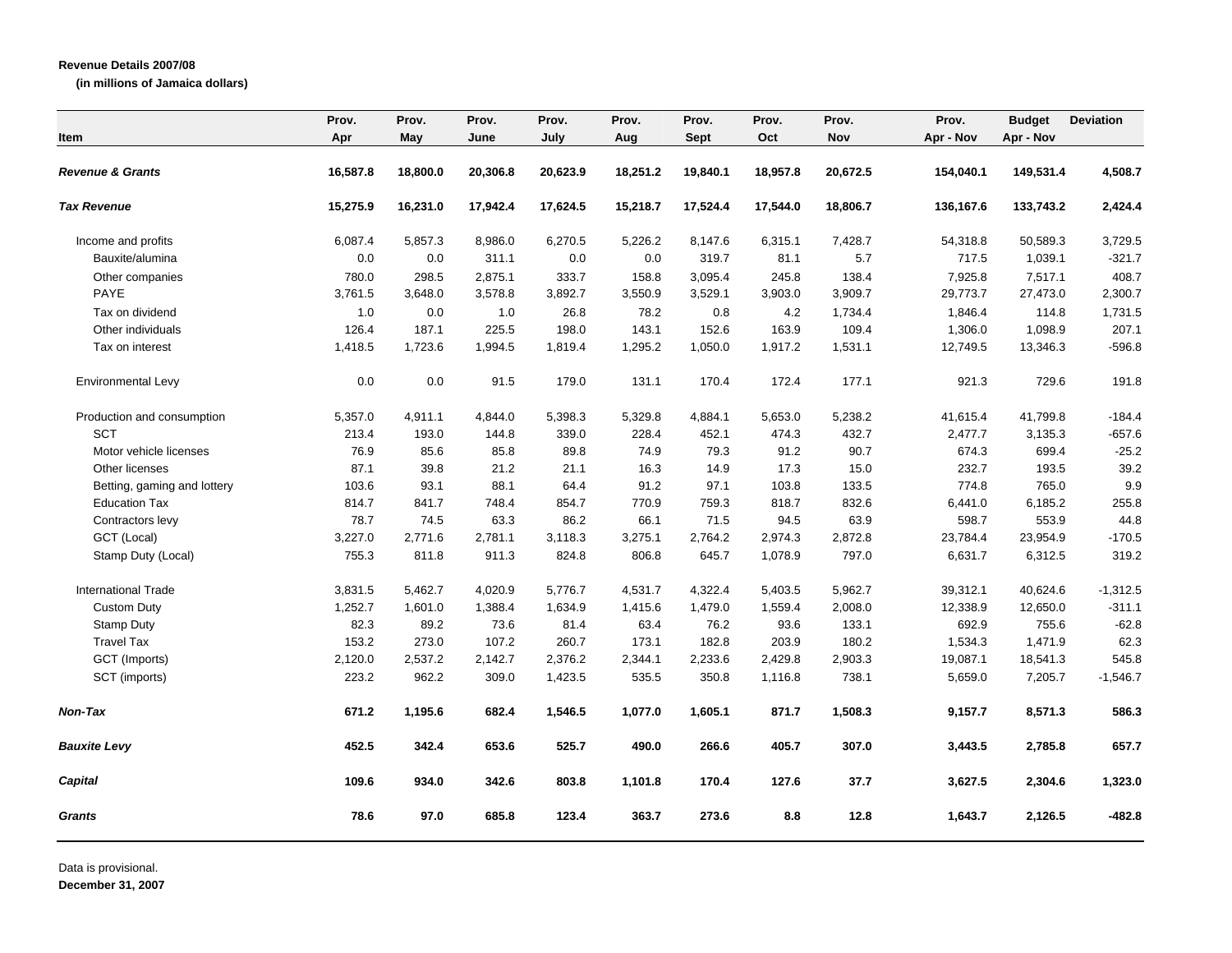**Revenue Details 2007/08**

**(in millions of Jamaica dollars)**

| Item | Prov. Apr | Prov. May | Prov. June | Prov. July | Prov. Aug | Prov. Sept | Prov. Oct | Prov. Nov | Prov. Apr - Nov | Budget Apr - Nov | Deviation |
|---|---|---|---|---|---|---|---|---|---|---|---|
| ***Revenue & Grants*** | **16,587.8** | **18,800.0** | **20,306.8** | **20,623.9** | **18,251.2** | **19,840.1** | **18,957.8** | **20,672.5** | **154,040.1** | **149,531.4** | **4,508.7** |
| ***Tax Revenue*** | **15,275.9** | **16,231.0** | **17,942.4** | **17,624.5** | **15,218.7** | **17,524.4** | **17,544.0** | **18,806.7** | **136,167.6** | **133,743.2** | **2,424.4** |
| Income and profits | 6,087.4 | 5,857.3 | 8,986.0 | 6,270.5 | 5,226.2 | 8,147.6 | 6,315.1 | 7,428.7 | 54,318.8 | 50,589.3 | 3,729.5 |
| Bauxite/alumina | 0.0 | 0.0 | 311.1 | 0.0 | 0.0 | 319.7 | 81.1 | 5.7 | 717.5 | 1,039.1 | -321.7 |
| Other companies | 780.0 | 298.5 | 2,875.1 | 333.7 | 158.8 | 3,095.4 | 245.8 | 138.4 | 7,925.8 | 7,517.1 | 408.7 |
| PAYE | 3,761.5 | 3,648.0 | 3,578.8 | 3,892.7 | 3,550.9 | 3,529.1 | 3,903.0 | 3,909.7 | 29,773.7 | 27,473.0 | 2,300.7 |
| Tax on dividend | 1.0 | 0.0 | 1.0 | 26.8 | 78.2 | 0.8 | 4.2 | 1,734.4 | 1,846.4 | 114.8 | 1,731.5 |
| Other individuals | 126.4 | 187.1 | 225.5 | 198.0 | 143.1 | 152.6 | 163.9 | 109.4 | 1,306.0 | 1,098.9 | 207.1 |
| Tax on interest | 1,418.5 | 1,723.6 | 1,994.5 | 1,819.4 | 1,295.2 | 1,050.0 | 1,917.2 | 1,531.1 | 12,749.5 | 13,346.3 | -596.8 |
| Environmental Levy | 0.0 | 0.0 | 91.5 | 179.0 | 131.1 | 170.4 | 172.4 | 177.1 | 921.3 | 729.6 | 191.8 |
| Production and consumption | 5,357.0 | 4,911.1 | 4,844.0 | 5,398.3 | 5,329.8 | 4,884.1 | 5,653.0 | 5,238.2 | 41,615.4 | 41,799.8 | -184.4 |
| SCT | 213.4 | 193.0 | 144.8 | 339.0 | 228.4 | 452.1 | 474.3 | 432.7 | 2,477.7 | 3,135.3 | -657.6 |
| Motor vehicle licenses | 76.9 | 85.6 | 85.8 | 89.8 | 74.9 | 79.3 | 91.2 | 90.7 | 674.3 | 699.4 | -25.2 |
| Other licenses | 87.1 | 39.8 | 21.2 | 21.1 | 16.3 | 14.9 | 17.3 | 15.0 | 232.7 | 193.5 | 39.2 |
| Betting, gaming and lottery | 103.6 | 93.1 | 88.1 | 64.4 | 91.2 | 97.1 | 103.8 | 133.5 | 774.8 | 765.0 | 9.9 |
| Education Tax | 814.7 | 841.7 | 748.4 | 854.7 | 770.9 | 759.3 | 818.7 | 832.6 | 6,441.0 | 6,185.2 | 255.8 |
| Contractors levy | 78.7 | 74.5 | 63.3 | 86.2 | 66.1 | 71.5 | 94.5 | 63.9 | 598.7 | 553.9 | 44.8 |
| GCT (Local) | 3,227.0 | 2,771.6 | 2,781.1 | 3,118.3 | 3,275.1 | 2,764.2 | 2,974.3 | 2,872.8 | 23,784.4 | 23,954.9 | -170.5 |
| Stamp Duty (Local) | 755.3 | 811.8 | 911.3 | 824.8 | 806.8 | 645.7 | 1,078.9 | 797.0 | 6,631.7 | 6,312.5 | 319.2 |
| International Trade | 3,831.5 | 5,462.7 | 4,020.9 | 5,776.7 | 4,531.7 | 4,322.4 | 5,403.5 | 5,962.7 | 39,312.1 | 40,624.6 | -1,312.5 |
| Custom Duty | 1,252.7 | 1,601.0 | 1,388.4 | 1,634.9 | 1,415.6 | 1,479.0 | 1,559.4 | 2,008.0 | 12,338.9 | 12,650.0 | -311.1 |
| Stamp Duty | 82.3 | 89.2 | 73.6 | 81.4 | 63.4 | 76.2 | 93.6 | 133.1 | 692.9 | 755.6 | -62.8 |
| Travel Tax | 153.2 | 273.0 | 107.2 | 260.7 | 173.1 | 182.8 | 203.9 | 180.2 | 1,534.3 | 1,471.9 | 62.3 |
| GCT (Imports) | 2,120.0 | 2,537.2 | 2,142.7 | 2,376.2 | 2,344.1 | 2,233.6 | 2,429.8 | 2,903.3 | 19,087.1 | 18,541.3 | 545.8 |
| SCT (imports) | 223.2 | 962.2 | 309.0 | 1,423.5 | 535.5 | 350.8 | 1,116.8 | 738.1 | 5,659.0 | 7,205.7 | -1,546.7 |
| ***Non-Tax*** | **671.2** | **1,195.6** | **682.4** | **1,546.5** | **1,077.0** | **1,605.1** | **871.7** | **1,508.3** | **9,157.7** | **8,571.3** | **586.3** |
| ***Bauxite Levy*** | **452.5** | **342.4** | **653.6** | **525.7** | **490.0** | **266.6** | **405.7** | **307.0** | **3,443.5** | **2,785.8** | **657.7** |
| ***Capital*** | **109.6** | **934.0** | **342.6** | **803.8** | **1,101.8** | **170.4** | **127.6** | **37.7** | **3,627.5** | **2,304.6** | **1,323.0** |
| ***Grants*** | **78.6** | **97.0** | **685.8** | **123.4** | **363.7** | **273.6** | **8.8** | **12.8** | **1,643.7** | **2,126.5** | **-482.8** |

Data is provisional.

**December 31, 2007**